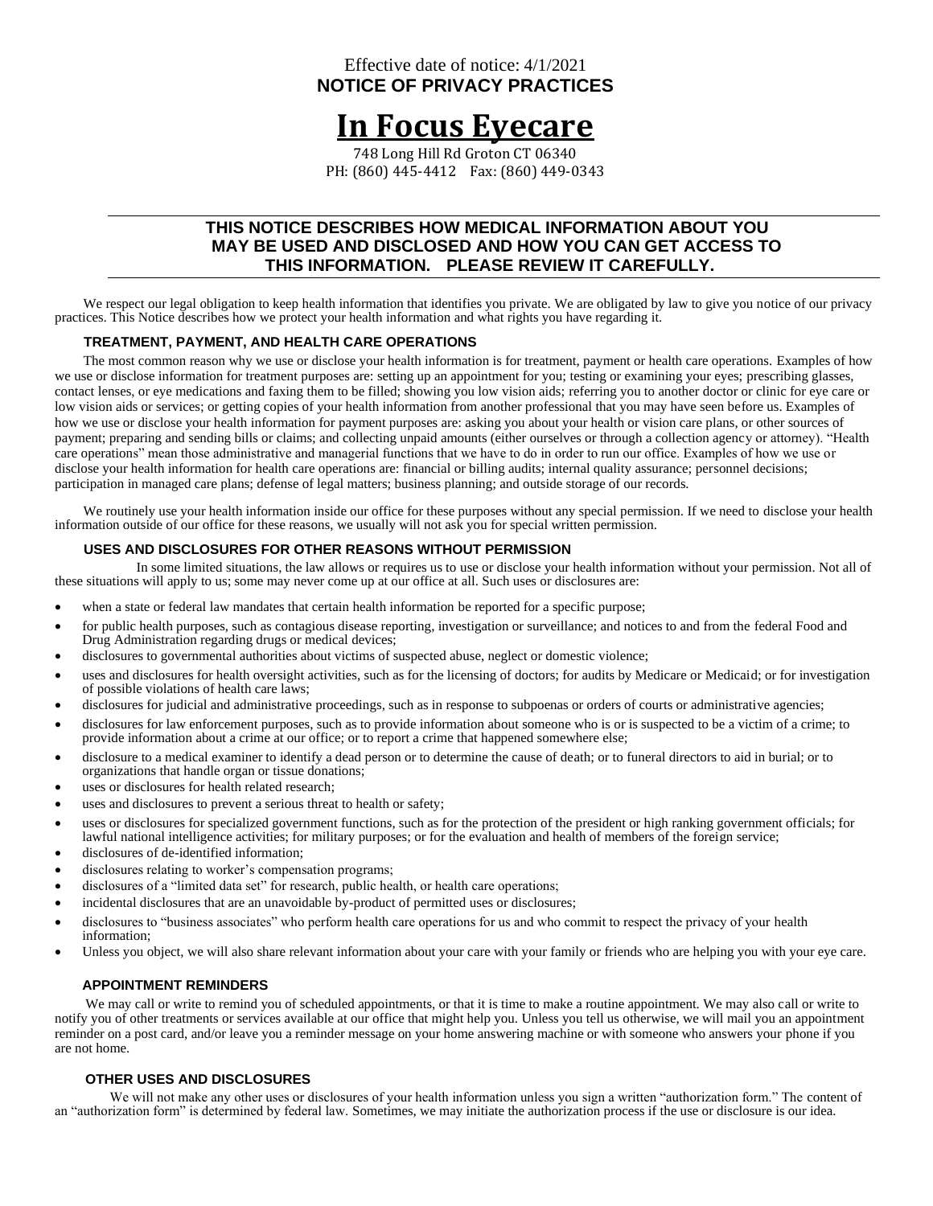Effective date of notice: 4/1/2021

**NOTICE OF PRIVACY PRACTICES**

# In Focus Eyecare

748 Long Hill Rd Groton CT 06340
PH: (860) 445-4412 Fax: (860) 449-0343

---

## THIS NOTICE DESCRIBES HOW MEDICAL INFORMATION ABOUT YOU MAY BE USED AND DISCLOSED AND HOW YOU CAN GET ACCESS TO THIS INFORMATION. PLEASE REVIEW IT CAREFULLY.

---

We respect our legal obligation to keep health information that identifies you private. We are obligated by law to give you notice of our privacy practices. This Notice describes how we protect your health information and what rights you have regarding it.

### TREATMENT, PAYMENT, AND HEALTH CARE OPERATIONS

The most common reason why we use or disclose your health information is for treatment, payment or health care operations. Examples of how we use or disclose information for treatment purposes are: setting up an appointment for you; testing or examining your eyes; prescribing glasses, contact lenses, or eye medications and faxing them to be filled; showing you low vision aids; referring you to another doctor or clinic for eye care or low vision aids or services; or getting copies of your health information from another professional that you may have seen before us. Examples of how we use or disclose your health information for payment purposes are: asking you about your health or vision care plans, or other sources of payment; preparing and sending bills or claims; and collecting unpaid amounts (either ourselves or through a collection agency or attorney). "Health care operations" mean those administrative and managerial functions that we have to do in order to run our office. Examples of how we use or disclose your health information for health care operations are: financial or billing audits; internal quality assurance; personnel decisions; participation in managed care plans; defense of legal matters; business planning; and outside storage of our records.

We routinely use your health information inside our office for these purposes without any special permission. If we need to disclose your health information outside of our office for these reasons, we usually will not ask you for special written permission.

### USES AND DISCLOSURES FOR OTHER REASONS WITHOUT PERMISSION

In some limited situations, the law allows or requires us to use or disclose your health information without your permission. Not all of these situations will apply to us; some may never come up at our office at all. Such uses or disclosures are:

- when a state or federal law mandates that certain health information be reported for a specific purpose;
- for public health purposes, such as contagious disease reporting, investigation or surveillance; and notices to and from the federal Food and Drug Administration regarding drugs or medical devices;
- disclosures to governmental authorities about victims of suspected abuse, neglect or domestic violence;
- uses and disclosures for health oversight activities, such as for the licensing of doctors; for audits by Medicare or Medicaid; or for investigation of possible violations of health care laws;
- disclosures for judicial and administrative proceedings, such as in response to subpoenas or orders of courts or administrative agencies;
- disclosures for law enforcement purposes, such as to provide information about someone who is or is suspected to be a victim of a crime; to provide information about a crime at our office; or to report a crime that happened somewhere else;
- disclosure to a medical examiner to identify a dead person or to determine the cause of death; or to funeral directors to aid in burial; or to organizations that handle organ or tissue donations;
- uses or disclosures for health related research;
- uses and disclosures to prevent a serious threat to health or safety;
- uses or disclosures for specialized government functions, such as for the protection of the president or high ranking government officials; for lawful national intelligence activities; for military purposes; or for the evaluation and health of members of the foreign service;
- disclosures of de-identified information;
- disclosures relating to worker's compensation programs;
- disclosures of a "limited data set" for research, public health, or health care operations;
- incidental disclosures that are an unavoidable by-product of permitted uses or disclosures;
- disclosures to "business associates" who perform health care operations for us and who commit to respect the privacy of your health information;
- Unless you object, we will also share relevant information about your care with your family or friends who are helping you with your eye care.

### APPOINTMENT REMINDERS

We may call or write to remind you of scheduled appointments, or that it is time to make a routine appointment. We may also call or write to notify you of other treatments or services available at our office that might help you. Unless you tell us otherwise, we will mail you an appointment reminder on a post card, and/or leave you a reminder message on your home answering machine or with someone who answers your phone if you are not home.

### OTHER USES AND DISCLOSURES

We will not make any other uses or disclosures of your health information unless you sign a written "authorization form." The content of an "authorization form" is determined by federal law. Sometimes, we may initiate the authorization process if the use or disclosure is our idea.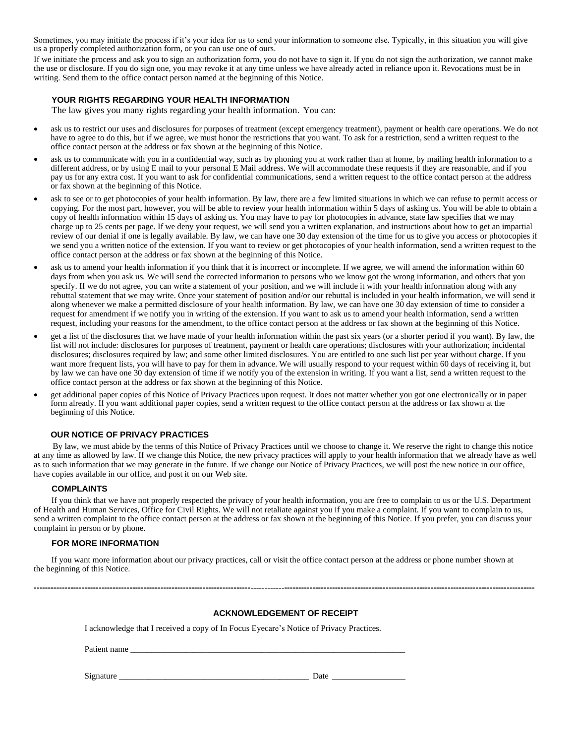Sometimes, you may initiate the process if it's your idea for us to send your information to someone else. Typically, in this situation you will give us a properly completed authorization form, or you can use one of ours.

If we initiate the process and ask you to sign an authorization form, you do not have to sign it. If you do not sign the authorization, we cannot make the use or disclosure. If you do sign one, you may revoke it at any time unless we have already acted in reliance upon it. Revocations must be in writing. Send them to the office contact person named at the beginning of this Notice.

## YOUR RIGHTS REGARDING YOUR HEALTH INFORMATION

The law gives you many rights regarding your health information. You can:

- ask us to restrict our uses and disclosures for purposes of treatment (except emergency treatment), payment or health care operations. We do not have to agree to do this, but if we agree, we must honor the restrictions that you want. To ask for a restriction, send a written request to the office contact person at the address or fax shown at the beginning of this Notice.
- ask us to communicate with you in a confidential way, such as by phoning you at work rather than at home, by mailing health information to a different address, or by using E mail to your personal E Mail address. We will accommodate these requests if they are reasonable, and if you pay us for any extra cost. If you want to ask for confidential communications, send a written request to the office contact person at the address or fax shown at the beginning of this Notice.
- ask to see or to get photocopies of your health information. By law, there are a few limited situations in which we can refuse to permit access or copying. For the most part, however, you will be able to review your health information within 5 days of asking us. You will be able to obtain a copy of health information within 15 days of asking us. You may have to pay for photocopies in advance, state law specifies that we may charge up to 25 cents per page. If we deny your request, we will send you a written explanation, and instructions about how to get an impartial review of our denial if one is legally available. By law, we can have one 30 day extension of the time for us to give you access or photocopies if we send you a written notice of the extension. If you want to review or get photocopies of your health information, send a written request to the office contact person at the address or fax shown at the beginning of this Notice.
- ask us to amend your health information if you think that it is incorrect or incomplete. If we agree, we will amend the information within 60 days from when you ask us. We will send the corrected information to persons who we know got the wrong information, and others that you specify. If we do not agree, you can write a statement of your position, and we will include it with your health information along with any rebuttal statement that we may write. Once your statement of position and/or our rebuttal is included in your health information, we will send it along whenever we make a permitted disclosure of your health information. By law, we can have one 30 day extension of time to consider a request for amendment if we notify you in writing of the extension. If you want to ask us to amend your health information, send a written request, including your reasons for the amendment, to the office contact person at the address or fax shown at the beginning of this Notice.
- get a list of the disclosures that we have made of your health information within the past six years (or a shorter period if you want). By law, the list will not include: disclosures for purposes of treatment, payment or health care operations; disclosures with your authorization; incidental disclosures; disclosures required by law; and some other limited disclosures. You are entitled to one such list per year without charge. If you want more frequent lists, you will have to pay for them in advance. We will usually respond to your request within 60 days of receiving it, but by law we can have one 30 day extension of time if we notify you of the extension in writing. If you want a list, send a written request to the office contact person at the address or fax shown at the beginning of this Notice.
- get additional paper copies of this Notice of Privacy Practices upon request. It does not matter whether you got one electronically or in paper form already. If you want additional paper copies, send a written request to the office contact person at the address or fax shown at the beginning of this Notice.

## OUR NOTICE OF PRIVACY PRACTICES

By law, we must abide by the terms of this Notice of Privacy Practices until we choose to change it. We reserve the right to change this notice at any time as allowed by law. If we change this Notice, the new privacy practices will apply to your health information that we already have as well as to such information that we may generate in the future. If we change our Notice of Privacy Practices, we will post the new notice in our office, have copies available in our office, and post it on our Web site.

## COMPLAINTS

If you think that we have not properly respected the privacy of your health information, you are free to complain to us or the U.S. Department of Health and Human Services, Office for Civil Rights. We will not retaliate against you if you make a complaint. If you want to complain to us, send a written complaint to the office contact person at the address or fax shown at the beginning of this Notice. If you prefer, you can discuss your complaint in person or by phone.

## FOR MORE INFORMATION

If you want more information about our privacy practices, call or visit the office contact person at the address or phone number shown at the beginning of this Notice.

---

## ACKNOWLEDGEMENT OF RECEIPT

I acknowledge that I received a copy of In Focus Eyecare's Notice of Privacy Practices.

Patient name ________________________________________________________________

Signature ____________________________________________ Date _________________